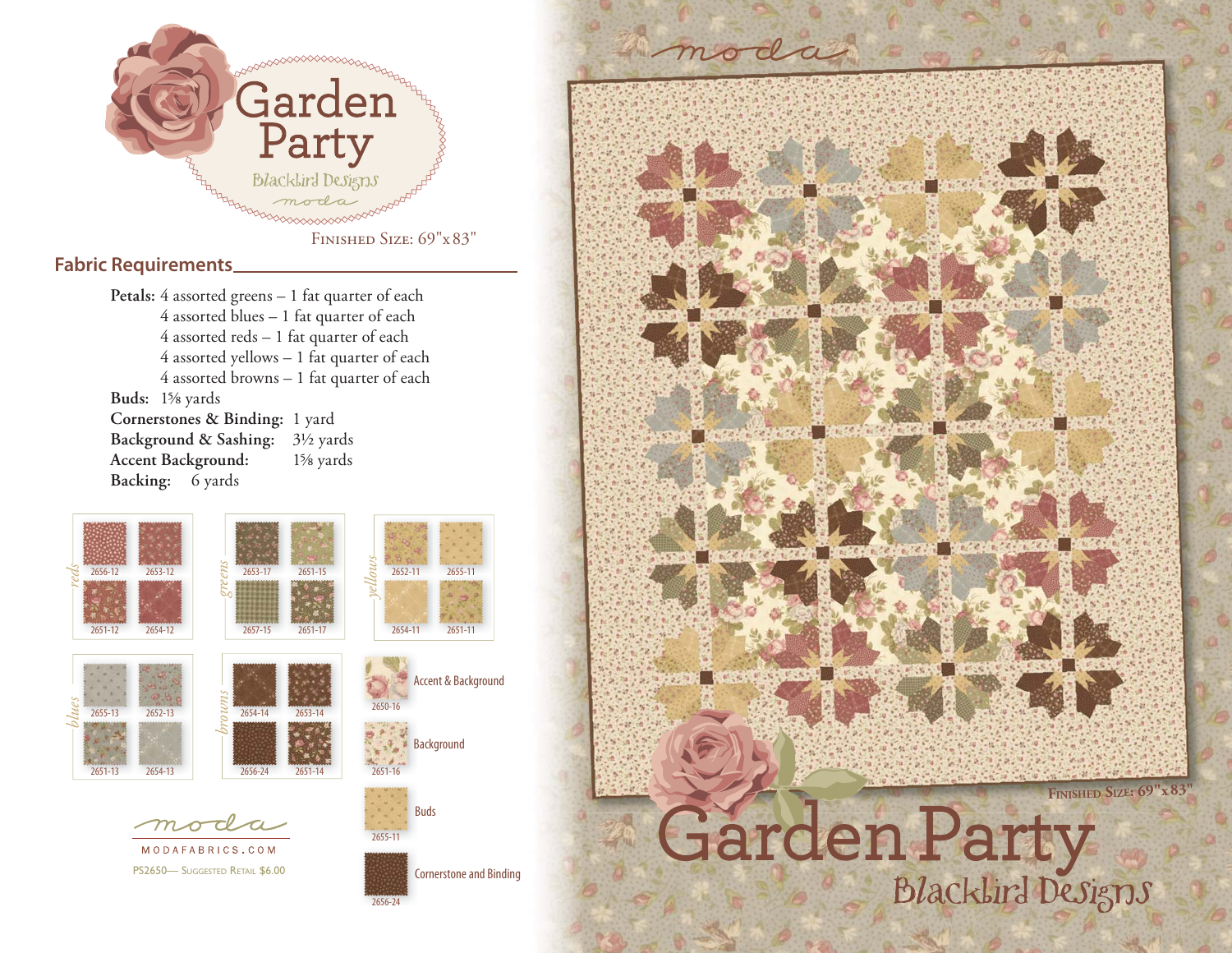# Garden Party

Blackbird Designs

moda

FINISHED SIZE: 69"x 83"

## Fabric Requirements

**Petals:** 4 assorted greens – 1 fat quarter of each
4 assorted blues – 1 fat quarter of each
4 assorted reds – 1 fat quarter of each
4 assorted yellows – 1 fat quarter of each
4 assorted browns – 1 fat quarter of each

**Buds:** 1⅝ yards

**Cornerstones & Binding:** 1 yard

**Background & Sashing:** 3½ yards

**Accent Background:** 1⅝ yards

**Backing:** 6 yards

*reds*
2656-12
2653-12
2651-12
2654-12

*greens*
2653-17
2651-15
2657-15
2651-17

*yellows*
2652-11
2655-11
2654-11
2651-11

*blues*
2655-13
2652-13
2651-13
2654-13

*browns*
2654-14
2653-14
2656-24
2651-14

2650-16 Accent & Background

2651-16 Background

2655-11 Buds

2656-24 Cornerstone and Binding

moda

MODAFABRICS.COM

PS2650— SUGGESTED RETAIL $6.00

moda

FINISHED SIZE: 69"x 83"

Garden Party

Blackbird Designs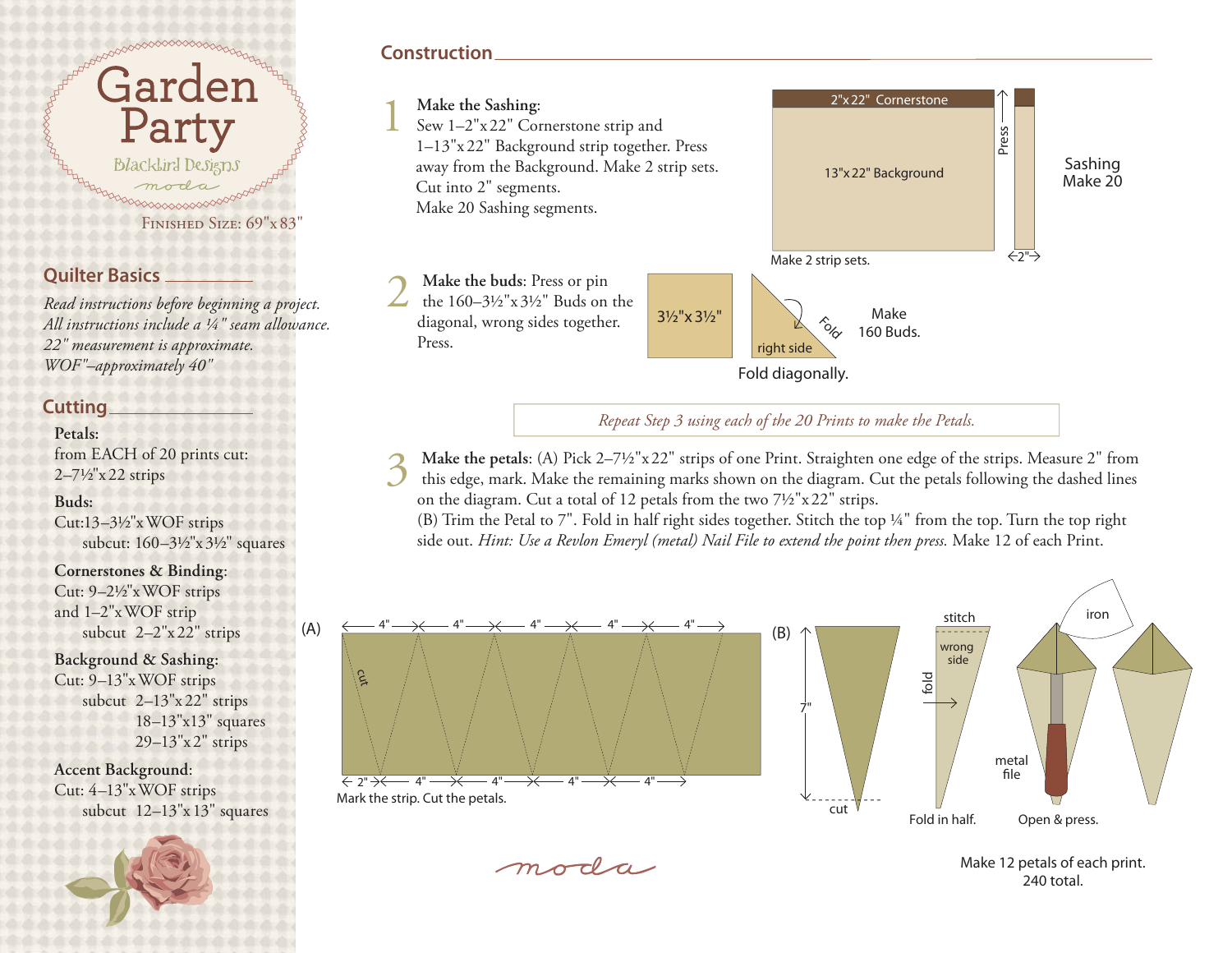# Garden Party

Blackbird Designs

moda

Finished Size: 69"x 83"

## Quilter Basics

*Read instructions before beginning a project.*
*All instructions include a ¼" seam allowance.*
*22" measurement is approximate.*
*WOF"–approximately 40"*

## Cutting

**Petals:**
from EACH of 20 prints cut:
2–7½"x 22 strips

**Buds:**
Cut:13–3½"x WOF strips
subcut: 160–3½"x 3½" squares

**Cornerstones & Binding:**
Cut: 9–2½"x WOF strips
and 1–2"x WOF strip
subcut 2–2"x 22" strips

**Background & Sashing:**
Cut: 9–13"x WOF strips
subcut 2–13"x 22" strips
18–13"x13" squares
29–13"x 2" strips

**Accent Background:**
Cut: 4–13"x WOF strips
subcut 12–13"x 13" squares

## Construction

**1** **Make the Sashing:**
Sew 1–2"x 22" Cornerstone strip and 1–13"x 22" Background strip together. Press away from the Background. Make 2 strip sets.
Cut into 2" segments.
Make 20 Sashing segments.

2"x 22" Cornerstone
13"x 22" Background
Press
Make 2 strip sets.
2"
Sashing
Make 20

**2** **Make the buds**: Press or pin the 160–3½"x 3½" Buds on the diagonal, wrong sides together. Press.

3½"x 3½"
right side
Fold
Fold diagonally.
Make
160 Buds.

*Repeat Step 3 using each of the 20 Prints to make the Petals.*

**3** **Make the petals**: (A) Pick 2–7½"x 22" strips of one Print. Straighten one edge of the strips. Measure 2" from this edge, mark. Make the remaining marks shown on the diagram. Cut the petals following the dashed lines on the diagram. Cut a total of 12 petals from the two 7½"x 22" strips.
(B) Trim the Petal to 7". Fold in half right sides together. Stitch the top ¼" from the top. Turn the top right side out. *Hint: Use a Revlon Emeryl (metal) Nail File to extend the point then press.* Make 12 of each Print.

(A)
4" 4" 4" 4" 4"
cut
2" 4" 4" 4" 4" 4"
Mark the strip. Cut the petals.

(B)
7"
cut
stitch
wrong side
fold
Fold in half.
iron
metal file
Open & press.

Make 12 petals of each print.
240 total.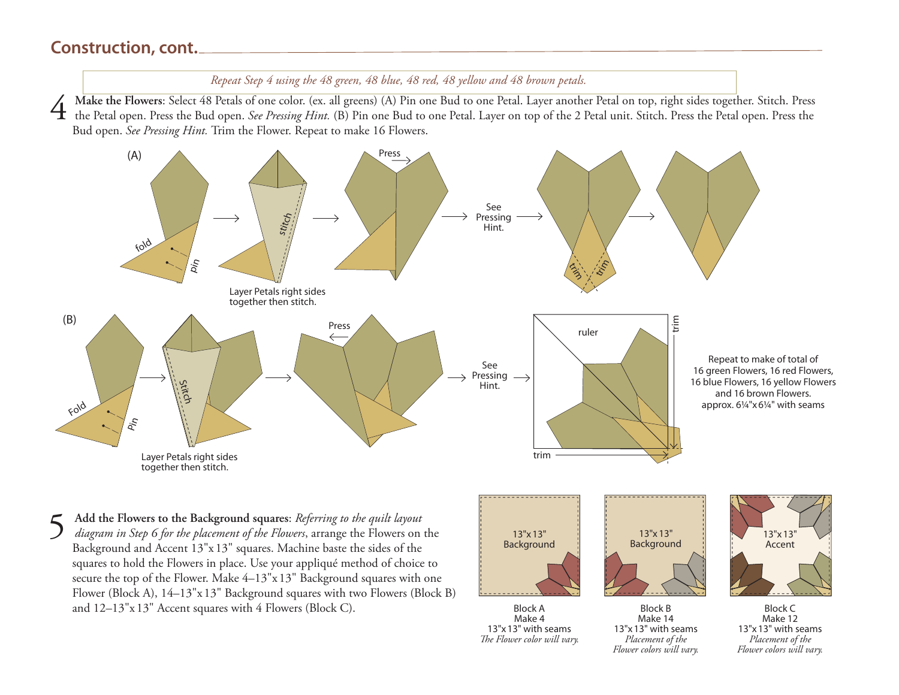## Construction, cont.

*Repeat Step 4 using the 48 green, 48 blue, 48 red, 48 yellow and 48 brown petals.*

4 **Make the Flowers**: Select 48 Petals of one color. (ex. all greens) (A) Pin one Bud to one Petal. Layer another Petal on top, right sides together. Stitch. Press the Petal open. Press the Bud open. *See Pressing Hint.* (B) Pin one Bud to one Petal. Layer on top of the 2 Petal unit. Stitch. Press the Petal open. Press the Bud open. *See Pressing Hint.* Trim the Flower. Repeat to make 16 Flowers.

(A)

fold

pin

stitch

Layer Petals right sides together then stitch.

Press

See Pressing Hint.

trim

trim

(B)

Fold

Pin

Stitch

Layer Petals right sides together then stitch.

Press

See Pressing Hint.

ruler

trim

trim

Repeat to make of total of 16 green Flowers, 16 red Flowers, 16 blue Flowers, 16 yellow Flowers and 16 brown Flowers. approx. 6¼"x 6¼" with seams

5 **Add the Flowers to the Background squares**: *Referring to the quilt layout diagram in Step 6 for the placement of the Flowers*, arrange the Flowers on the Background and Accent 13"x 13" squares. Machine baste the sides of the squares to hold the Flowers in place. Use your appliqué method of choice to secure the top of the Flower. Make 4–13"x 13" Background squares with one Flower (Block A), 14–13"x 13" Background squares with two Flowers (Block B) and 12–13"x 13" Accent squares with 4 Flowers (Block C).

13"x 13" Background

Block A
Make 4
13"x 13" with seams
*The Flower color will vary.*

13"x 13" Background

Block B
Make 14
13"x 13" with seams
*Placement of the Flower colors will vary.*

13"x 13" Accent

Block C
Make 12
13"x 13" with seams
*Placement of the Flower colors will vary.*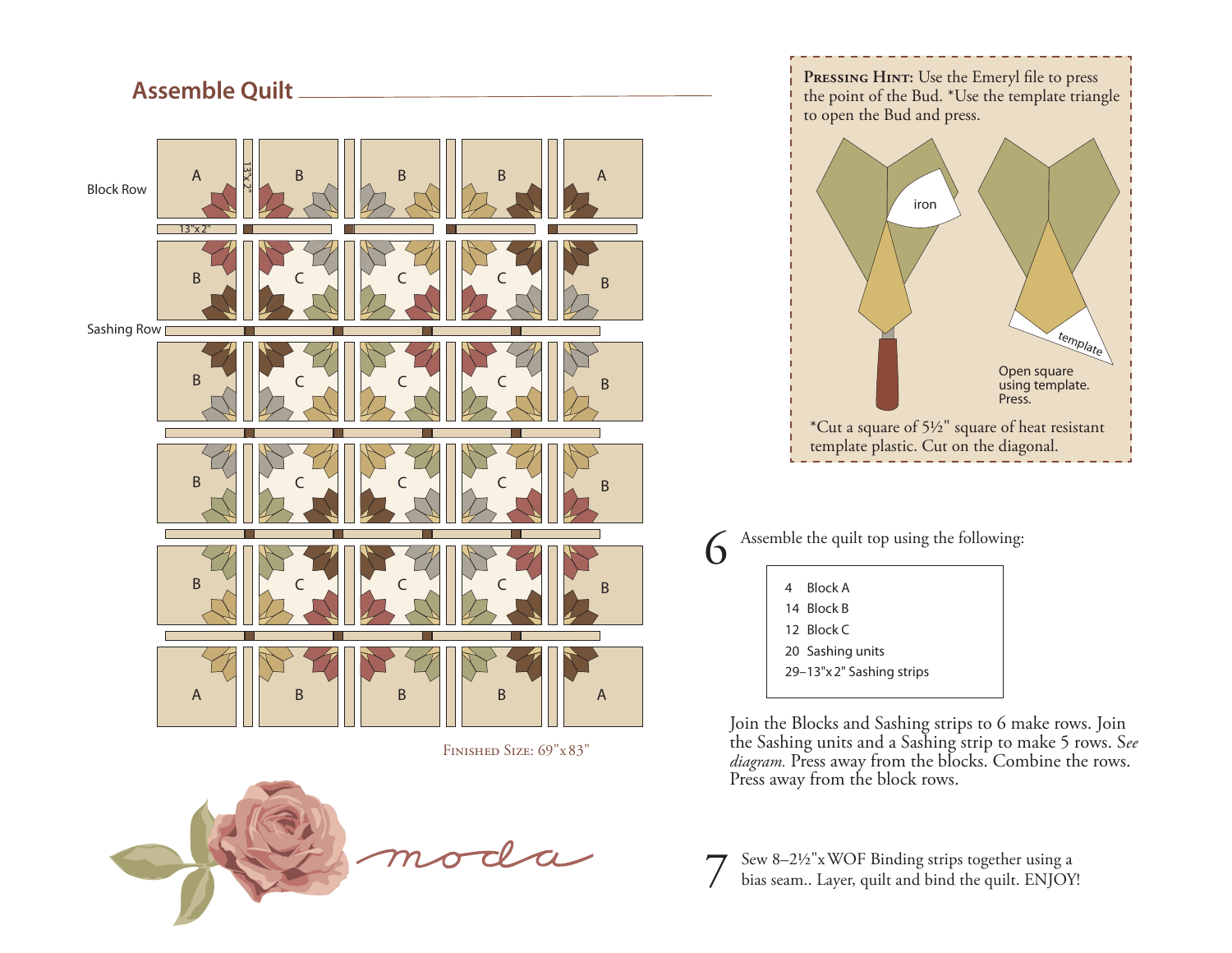## Assemble Quilt

Block Row

13"x 2"

13"x 2"

Sashing Row

A B B B A

B C C C B

B C C C B

B C C C B

B C C C B

A B B B A

Finished Size: 69"x 83"

**Pressing Hint:** Use the Emeryl file to press the point of the Bud. *Use the template triangle to open the Bud and press.

iron

template

Open square using template. Press.

*Cut a square of 5½" square of heat resistant template plastic. Cut on the diagonal.

6 Assemble the quilt top using the following:

- 4 Block A
- 14 Block B
- 12 Block C
- 20 Sashing units
- 29–13"x 2" Sashing strips

Join the Blocks and Sashing strips to 6 make rows. Join the Sashing units and a Sashing strip to make 5 rows. *See diagram.* Press away from the blocks. Combine the rows. Press away from the block rows.

7 Sew 8–2½"x WOF Binding strips together using a bias seam.. Layer, quilt and bind the quilt. ENJOY!

moda